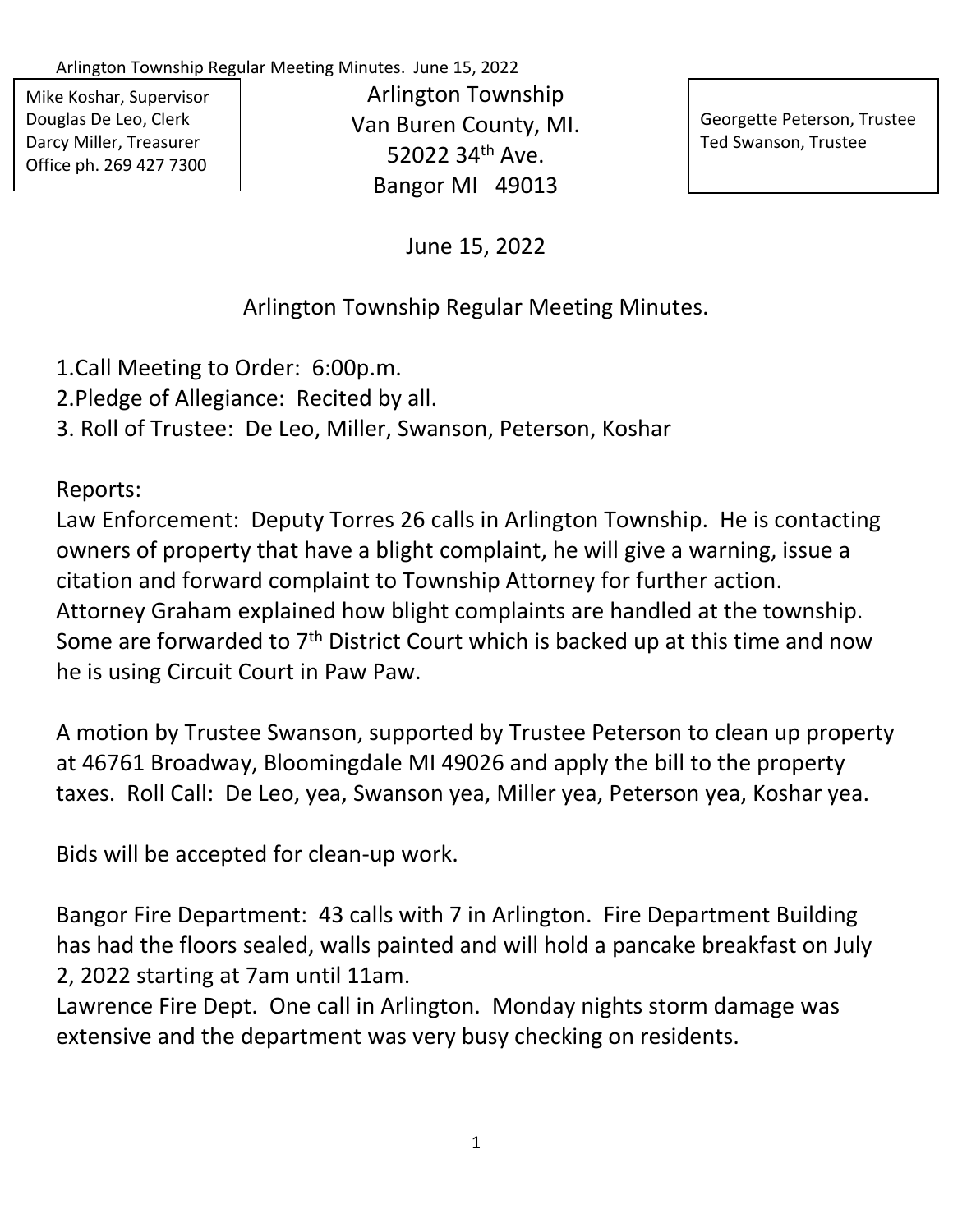Mike Koshar, Supervisor
Douglas De Leo, Clerk
Darcy Miller, Treasurer
Office ph. 269 427 7300

Arlington Township
Van Buren County, MI.
52022 34th Ave.
Bangor MI 49013

Georgette Peterson, Trustee
Ted Swanson, Trustee

June 15, 2022

Arlington Township Regular Meeting Minutes.

1.Call Meeting to Order: 6:00p.m.
2.Pledge of Allegiance: Recited by all.
3. Roll of Trustee: De Leo, Miller, Swanson, Peterson, Koshar

Reports:
Law Enforcement: Deputy Torres 26 calls in Arlington Township. He is contacting owners of property that have a blight complaint, he will give a warning, issue a citation and forward complaint to Township Attorney for further action. Attorney Graham explained how blight complaints are handled at the township. Some are forwarded to 7th District Court which is backed up at this time and now he is using Circuit Court in Paw Paw.

A motion by Trustee Swanson, supported by Trustee Peterson to clean up property at 46761 Broadway, Bloomingdale MI 49026 and apply the bill to the property taxes. Roll Call: De Leo, yea, Swanson yea, Miller yea, Peterson yea, Koshar yea.

Bids will be accepted for clean-up work.

Bangor Fire Department: 43 calls with 7 in Arlington. Fire Department Building has had the floors sealed, walls painted and will hold a pancake breakfast on July 2, 2022 starting at 7am until 11am.
Lawrence Fire Dept. One call in Arlington. Monday nights storm damage was extensive and the department was very busy checking on residents.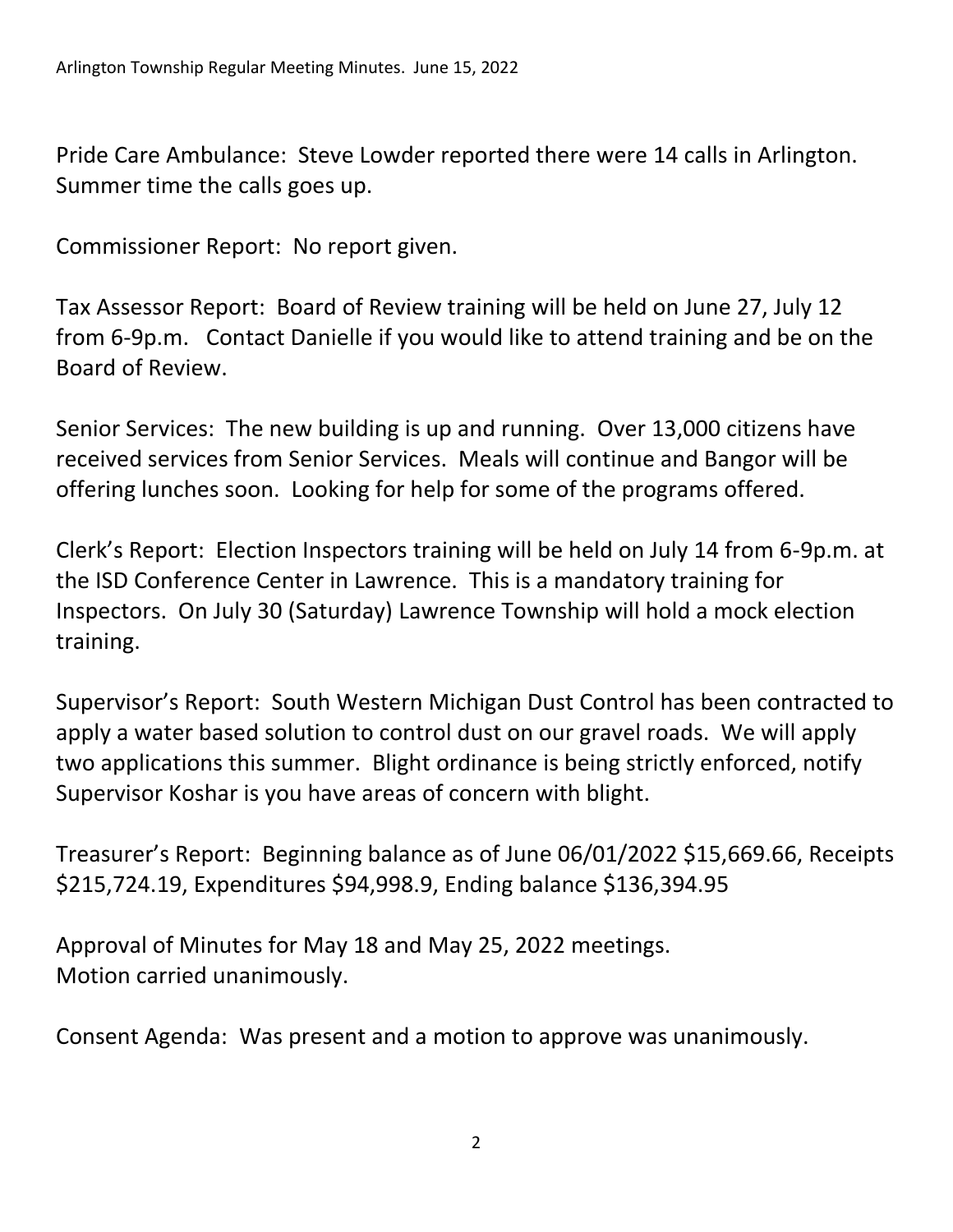Pride Care Ambulance: Steve Lowder reported there were 14 calls in Arlington. Summer time the calls goes up.

Commissioner Report: No report given.

Tax Assessor Report: Board of Review training will be held on June 27, July 12 from 6-9p.m. Contact Danielle if you would like to attend training and be on the Board of Review.

Senior Services: The new building is up and running. Over 13,000 citizens have received services from Senior Services. Meals will continue and Bangor will be offering lunches soon. Looking for help for some of the programs offered.

Clerk's Report: Election Inspectors training will be held on July 14 from 6-9p.m. at the ISD Conference Center in Lawrence. This is a mandatory training for Inspectors. On July 30 (Saturday) Lawrence Township will hold a mock election training.

Supervisor's Report: South Western Michigan Dust Control has been contracted to apply a water based solution to control dust on our gravel roads. We will apply two applications this summer. Blight ordinance is being strictly enforced, notify Supervisor Koshar is you have areas of concern with blight.

Treasurer's Report: Beginning balance as of June 06/01/2022 $15,669.66, Receipts $215,724.19, Expenditures $94,998.9, Ending balance $136,394.95

Approval of Minutes for May 18 and May 25, 2022 meetings.
Motion carried unanimously.

Consent Agenda: Was present and a motion to approve was unanimously.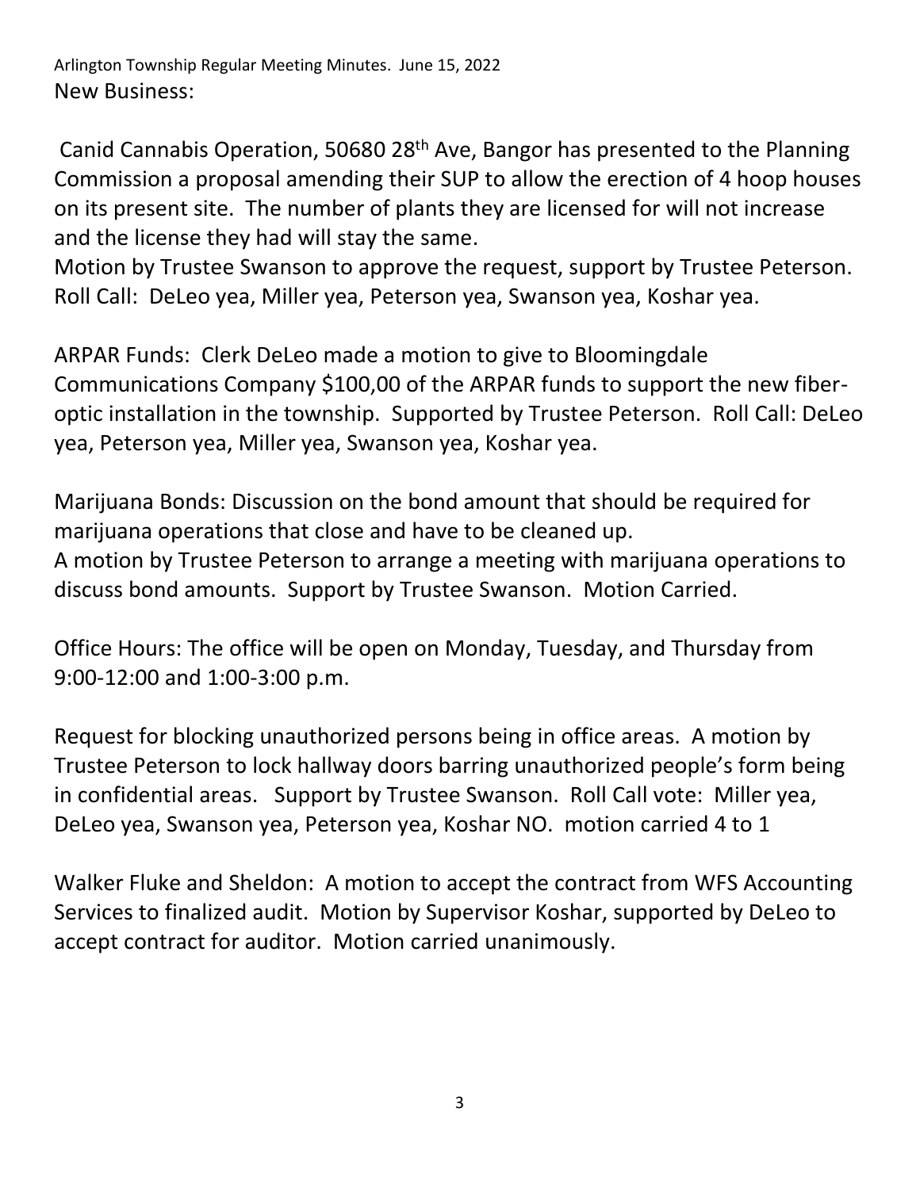New Business:

Canid Cannabis Operation, 50680 28th Ave, Bangor has presented to the Planning Commission a proposal amending their SUP to allow the erection of 4 hoop houses on its present site. The number of plants they are licensed for will not increase and the license they had will stay the same.
Motion by Trustee Swanson to approve the request, support by Trustee Peterson. Roll Call: DeLeo yea, Miller yea, Peterson yea, Swanson yea, Koshar yea.

ARPAR Funds: Clerk DeLeo made a motion to give to Bloomingdale Communications Company $100,00 of the ARPAR funds to support the new fiber-optic installation in the township. Supported by Trustee Peterson. Roll Call: DeLeo yea, Peterson yea, Miller yea, Swanson yea, Koshar yea.

Marijuana Bonds: Discussion on the bond amount that should be required for marijuana operations that close and have to be cleaned up.
A motion by Trustee Peterson to arrange a meeting with marijuana operations to discuss bond amounts. Support by Trustee Swanson. Motion Carried.

Office Hours: The office will be open on Monday, Tuesday, and Thursday from 9:00-12:00 and 1:00-3:00 p.m.

Request for blocking unauthorized persons being in office areas. A motion by Trustee Peterson to lock hallway doors barring unauthorized people's form being in confidential areas. Support by Trustee Swanson. Roll Call vote: Miller yea, DeLeo yea, Swanson yea, Peterson yea, Koshar NO. motion carried 4 to 1

Walker Fluke and Sheldon: A motion to accept the contract from WFS Accounting Services to finalized audit. Motion by Supervisor Koshar, supported by DeLeo to accept contract for auditor. Motion carried unanimously.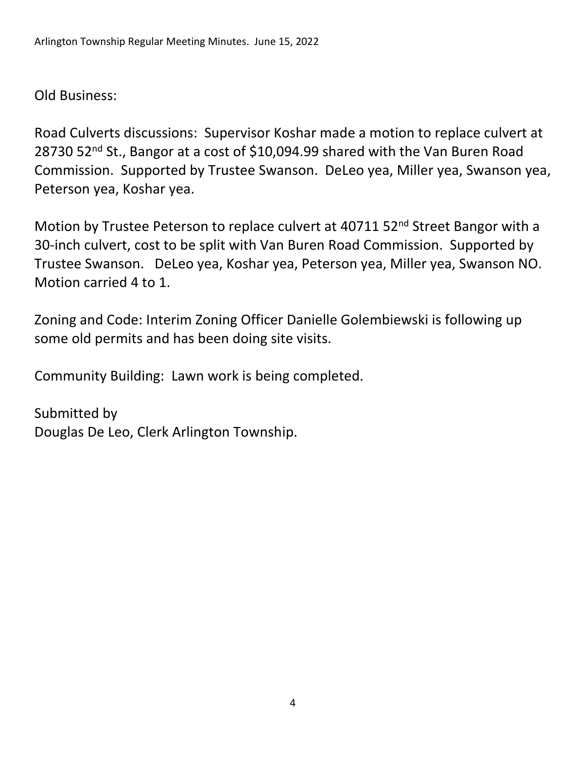Old Business:

Road Culverts discussions: Supervisor Koshar made a motion to replace culvert at 28730 52nd St., Bangor at a cost of $10,094.99 shared with the Van Buren Road Commission. Supported by Trustee Swanson. DeLeo yea, Miller yea, Swanson yea, Peterson yea, Koshar yea.

Motion by Trustee Peterson to replace culvert at 40711 52nd Street Bangor with a 30-inch culvert, cost to be split with Van Buren Road Commission. Supported by Trustee Swanson. DeLeo yea, Koshar yea, Peterson yea, Miller yea, Swanson NO. Motion carried 4 to 1.

Zoning and Code: Interim Zoning Officer Danielle Golembiewski is following up some old permits and has been doing site visits.

Community Building: Lawn work is being completed.

Submitted by
Douglas De Leo, Clerk Arlington Township.